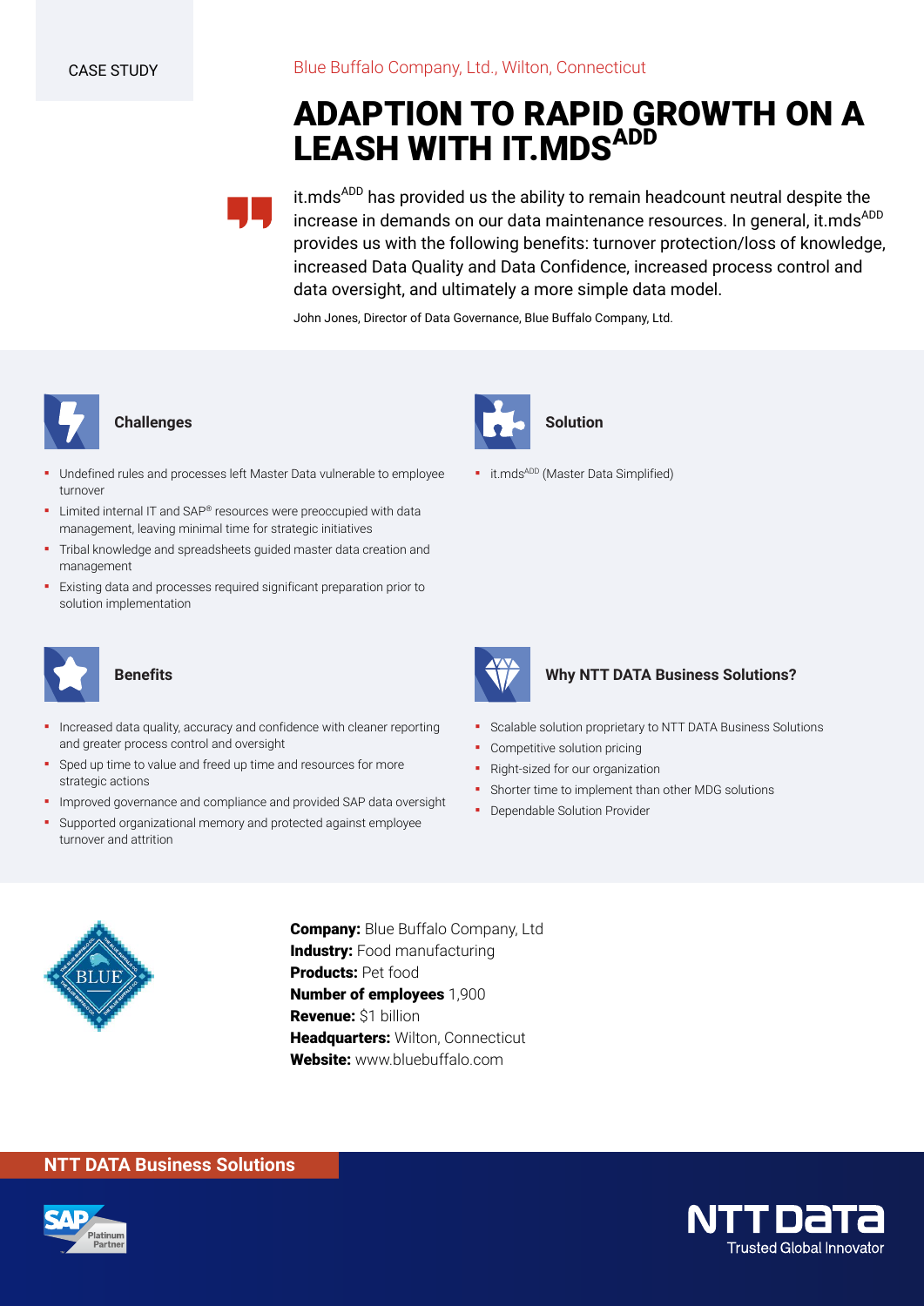CASE STUDY

Blue Buffalo Company, Ltd., Wilton, Connecticut

# ADAPTION TO RAPID GROWTH ON A LEASH WITH IT.MDS ADD

> it.mds ADD has provided us the ability to remain headcount neutral despite the increase in demands on our data maintenance resources. In general, it.mds ADD provides us with the following benefits: turnover protection/loss of knowledge, increased Data Quality and Data Confidence, increased process control and data oversight, and ultimately a more simple data model.

John Jones, Director of Data Governance, Blue Buffalo Company, Ltd.

## Challenges

- Undefined rules and processes left Master Data vulnerable to employee turnover
- Limited internal IT and SAP® resources were preoccupied with data management, leaving minimal time for strategic initiatives
- Tribal knowledge and spreadsheets guided master data creation and management
- Existing data and processes required significant preparation prior to solution implementation

## Solution

- it.mds ADD (Master Data Simplified)

## Benefits

- Increased data quality, accuracy and confidence with cleaner reporting and greater process control and oversight
- Sped up time to value and freed up time and resources for more strategic actions
- Improved governance and compliance and provided SAP data oversight
- Supported organizational memory and protected against employee turnover and attrition

## Why NTT DATA Business Solutions?

- Scalable solution proprietary to NTT DATA Business Solutions
- Competitive solution pricing
- Right-sized for our organization
- Shorter time to implement than other MDG solutions
- Dependable Solution Provider

**Company:** Blue Buffalo Company, Ltd
**Industry:** Food manufacturing
**Products:** Pet food
**Number of employees** 1,900
**Revenue:** $1 billion
**Headquarters:** Wilton, Connecticut
**Website:** www.bluebuffalo.com

NTT DATA Business Solutions

NTT DATA Trusted Global Innovator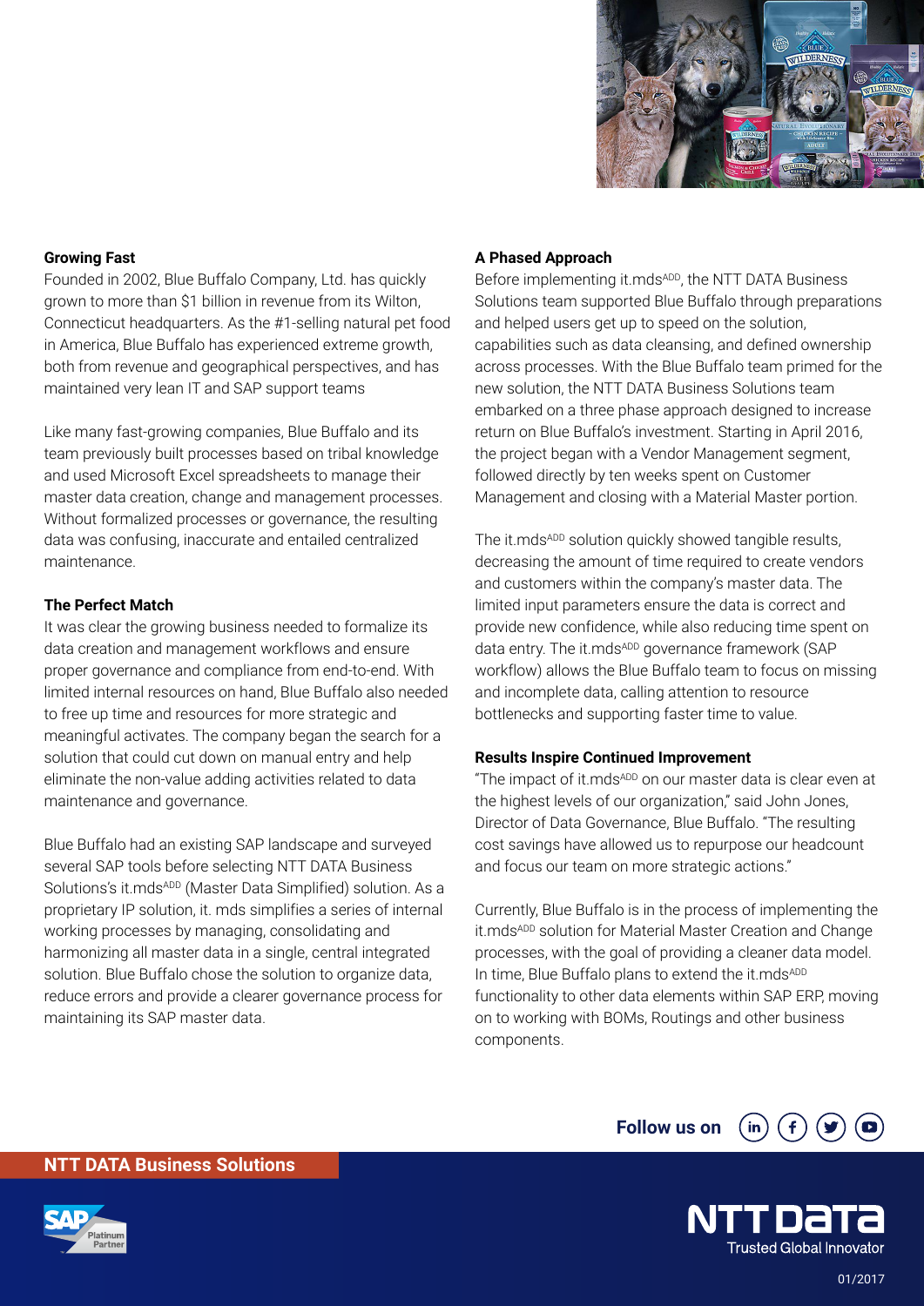## Growing Fast

Founded in 2002, Blue Buffalo Company, Ltd. has quickly grown to more than $1 billion in revenue from its Wilton, Connecticut headquarters. As the #1-selling natural pet food in America, Blue Buffalo has experienced extreme growth, both from revenue and geographical perspectives, and has maintained very lean IT and SAP support teams

Like many fast-growing companies, Blue Buffalo and its team previously built processes based on tribal knowledge and used Microsoft Excel spreadsheets to manage their master data creation, change and management processes. Without formalized processes or governance, the resulting data was confusing, inaccurate and entailed centralized maintenance.

## The Perfect Match

It was clear the growing business needed to formalize its data creation and management workflows and ensure proper governance and compliance from end-to-end. With limited internal resources on hand, Blue Buffalo also needed to free up time and resources for more strategic and meaningful activates. The company began the search for a solution that could cut down on manual entry and help eliminate the non-value adding activities related to data maintenance and governance.

Blue Buffalo had an existing SAP landscape and surveyed several SAP tools before selecting NTT DATA Business Solutions's it.mds^ADD (Master Data Simplified) solution. As a proprietary IP solution, it. mds simplifies a series of internal working processes by managing, consolidating and harmonizing all master data in a single, central integrated solution. Blue Buffalo chose the solution to organize data, reduce errors and provide a clearer governance process for maintaining its SAP master data.

## A Phased Approach

Before implementing it.mds^ADD, the NTT DATA Business Solutions team supported Blue Buffalo through preparations and helped users get up to speed on the solution, capabilities such as data cleansing, and defined ownership across processes. With the Blue Buffalo team primed for the new solution, the NTT DATA Business Solutions team embarked on a three phase approach designed to increase return on Blue Buffalo's investment. Starting in April 2016, the project began with a Vendor Management segment, followed directly by ten weeks spent on Customer Management and closing with a Material Master portion.

The it.mds^ADD solution quickly showed tangible results, decreasing the amount of time required to create vendors and customers within the company's master data. The limited input parameters ensure the data is correct and provide new confidence, while also reducing time spent on data entry. The it.mds^ADD governance framework (SAP workflow) allows the Blue Buffalo team to focus on missing and incomplete data, calling attention to resource bottlenecks and supporting faster time to value.

## Results Inspire Continued Improvement

"The impact of it.mds^ADD on our master data is clear even at the highest levels of our organization," said John Jones, Director of Data Governance, Blue Buffalo. "The resulting cost savings have allowed us to repurpose our headcount and focus our team on more strategic actions."

Currently, Blue Buffalo is in the process of implementing the it.mds^ADD solution for Material Master Creation and Change processes, with the goal of providing a cleaner data model. In time, Blue Buffalo plans to extend the it.mds^ADD functionality to other data elements within SAP ERP, moving on to working with BOMs, Routings and other business components.

Follow us on

**NTT DATA Business Solutions**

SAP Platinum Partner

NTT DATA
Trusted Global Innovator

01/2017